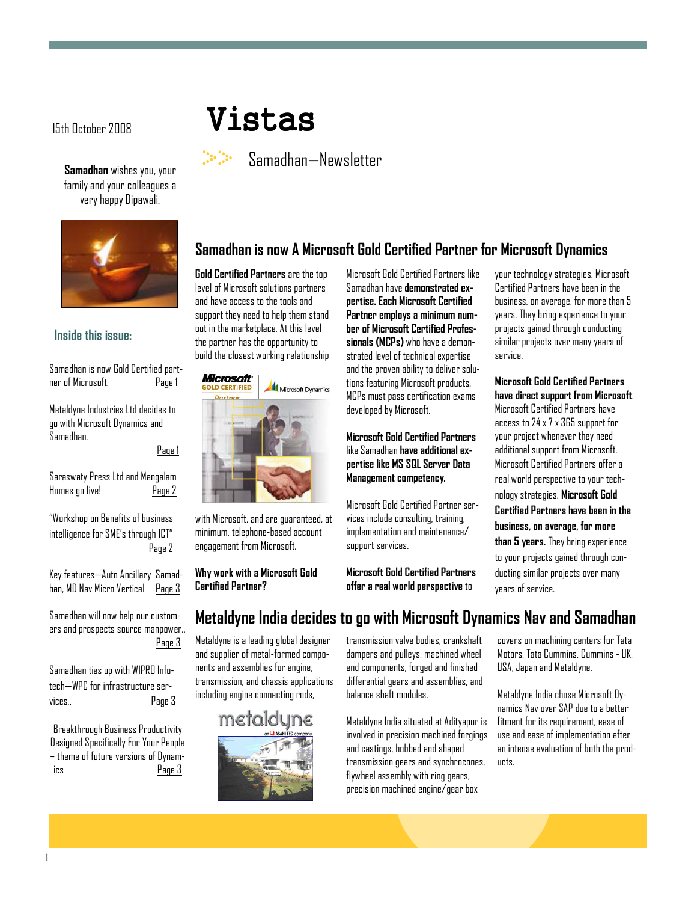# Vistas

Samadhan—Newsletter

15th October 2008

**Samadhan** wishes you, your family and your colleagues a very happy Dipawali.

### Inside this issue:

Samadhan is now Gold Certified partner of Microsoft. — Page 1

Metaldyne Industries Ltd decides to go with Microsoft Dynamics and Samadhan. — Page 1

Saraswaty Press Ltd and Mangalam Homes go live! — Page 2

"Workshop on Benefits of business intelligence for SME's through ICT" — Page 2

Key features—Auto Ancillary Samadhan, MD Nav Micro Vertical — Page 3

Samadhan will now help our customers and prospects source manpower.. — Page 3

Samadhan ties up with WIPRO Infotech—WPC for infrastructure services.. — Page 3

Breakthrough Business Productivity Designed Specifically For Your People – theme of future versions of Dynamics — Page 3

## Samadhan is now A Microsoft Gold Certified Partner for Microsoft Dynamics

**Gold Certified Partners** are the top level of Microsoft solutions partners and have access to the tools and support they need to help them stand out in the marketplace. At this level the partner has the opportunity to build the closest working relationship with Microsoft, and are guaranteed, at minimum, telephone-based account engagement from Microsoft.

**Why work with a Microsoft Gold Certified Partner?**

Microsoft Gold Certified Partners like Samadhan have **demonstrated expertise. Each Microsoft Certified Partner employs a minimum number of Microsoft Certified Professionals (MCPs)** who have a demonstrated level of technical expertise and the proven ability to deliver solutions featuring Microsoft products. MCPs must pass certification exams developed by Microsoft.

**Microsoft Gold Certified Partners** like Samadhan **have additional expertise like MS SQL Server Data Management competency.**

Microsoft Gold Certified Partner services include consulting, training, implementation and maintenance/ support services.

**Microsoft Gold Certified Partners offer a real world perspective** to your technology strategies. Microsoft Certified Partners have been in the business, on average, for more than 5 years. They bring experience to your projects gained through conducting similar projects over many years of service.

**Microsoft Gold Certified Partners have direct support from Microsoft.** Microsoft Certified Partners have access to 24 x 7 x 365 support for your project whenever they need additional support from Microsoft. Microsoft Certified Partners offer a real world perspective to your technology strategies. **Microsoft Gold Certified Partners have been in the business, on average, for more than 5 years.** They bring experience to your projects gained through conducting similar projects over many years of service.

## Metaldyne India decides to go with Microsoft Dynamics Nav and Samadhan

Metaldyne is a leading global designer and supplier of metal-formed components and assemblies for engine, transmission, and chassis applications including engine connecting rods, transmission valve bodies, crankshaft dampers and pulleys, machined wheel end components, forged and finished differential gears and assemblies, and balance shaft modules.

Metaldyne India situated at Adityapur is involved in precision machined forgings and castings, hobbed and shaped transmission gears and synchrocones, flywheel assembly with ring gears, precision machined engine/gear box covers on machining centers for Tata Motors, Tata Cummins, Cummins - UK, USA, Japan and Metaldyne.

Metaldyne India chose Microsoft Dynamics Nav over SAP due to a better fitment for its requirement, ease of use and ease of implementation after an intense evaluation of both the products.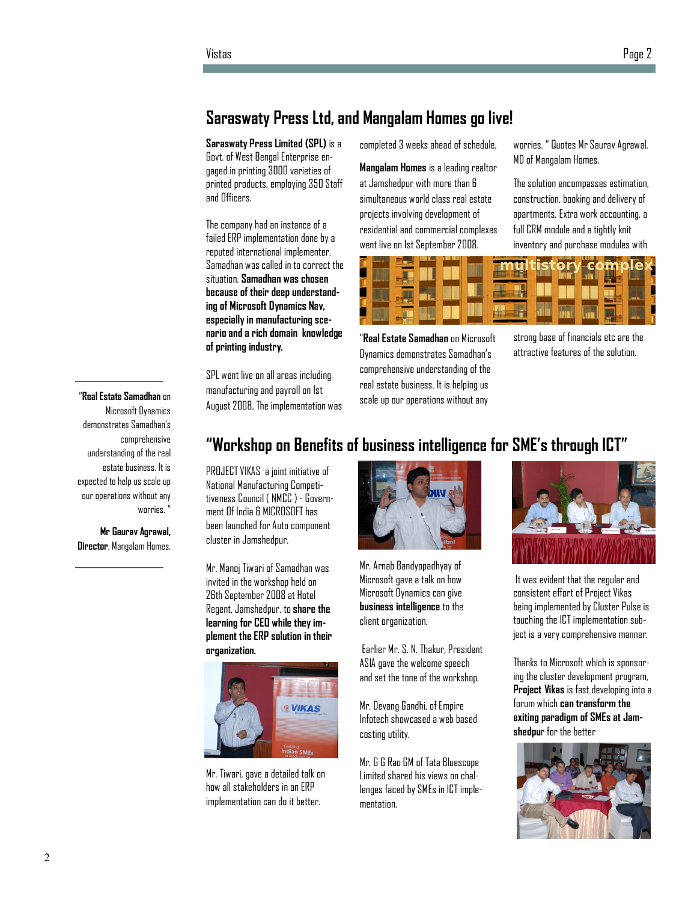## Saraswaty Press Ltd, and Mangalam Homes go live!

**Saraswaty Press Limited (SPL)** is a Govt. of West Bengal Enterprise engaged in printing 3000 varieties of printed products, employing 350 Staff and Officers.

The company had an instance of a failed ERP implementation done by a reputed international implementer. Samadhan was called in to correct the situation. **Samadhan was chosen because of their deep understanding of Microsoft Dynamics Nav, especially in manufacturing scenario and a rich domain knowledge of printing industry.**

SPL went live on all areas including manufacturing and payroll on 1st August 2008, The implementation was completed 3 weeks ahead of schedule.

**Mangalam Homes** is a leading realtor at Jamshedpur with more than 6 simultaneous world class real estate projects involving development of residential and commercial complexes went live on 1st September 2008.

"**Real Estate Samadhan** on Microsoft Dynamics demonstrates Samadhan's comprehensive understanding of the real estate business. It is helping us scale up our operations without any worries. " Quotes Mr Saurav Agrawal, MD of Mangalam Homes.

The solution encompasses estimation, construction, booking and delivery of apartments. Extra work accounting, a full CRM module and a tightly knit inventory and purchase modules with strong base of financials etc are the attractive features of the solution.

multistory complex

"**Real Estate Samadhan** on Microsoft Dynamics demonstrates Samadhan's comprehensive understanding of the real estate business. It is expected to help us scale up our operations without any worries. "

**Mr Gaurav Agrawal, Director**, Mangalam Homes.

## "Workshop on Benefits of business intelligence for SME's through ICT"

PROJECT VIKAS a joint initiative of National Manufacturing Competitiveness Council ( NMCC ) - Government Of India & MICROSOFT has been launched for Auto component cluster in Jamshedpur.

Mr. Manoj Tiwari of Samadhan was invited in the workshop held on 26th September 2008 at Hotel Regent, Jamshedpur, to **share the learning for CEO while they implement the ERP solution in their organization.**

Mr. Tiwari, gave a detailed talk on how all stakeholders in an ERP implementation can do it better.

Mr. Arnab Bandyopadhyay of Microsoft gave a talk on how Microsoft Dynamics can give **business intelligence** to the client organization.

Earlier Mr. S. N. Thakur, President ASIA gave the welcome speech and set the tone of the workshop.

Mr. Devang Gandhi, of Empire Infotech showcased a web based costing utility.

Mr. G G Rao GM of Tata Bluescope Limited shared his views on challenges faced by SMEs in ICT implementation.

It was evident that the regular and consistent effort of Project Vikas being implemented by Cluster Pulse is touching the ICT implementation subject is a very comprehensive manner.

Thanks to Microsoft which is sponsoring the cluster development program, **Project Vikas** is fast developing into a forum which **can transform the exiting paradigm of SMEs at Jamshedpu**r for the better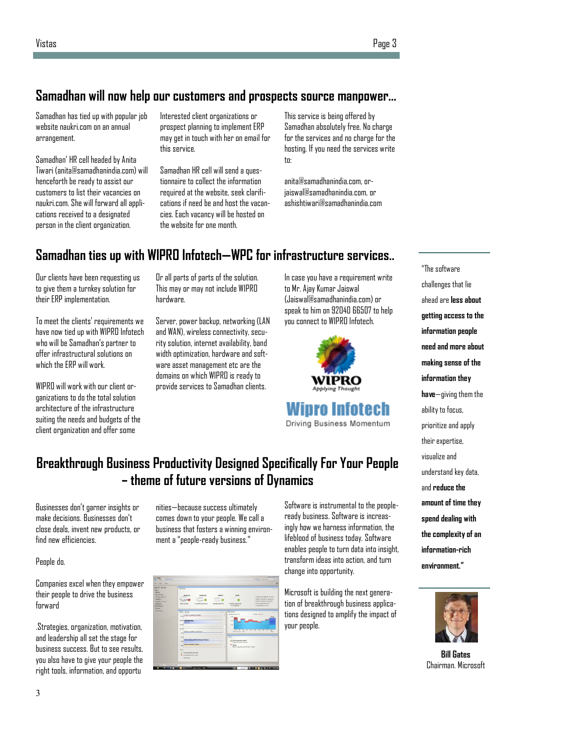## Samadhan will now help our customers and prospects source manpower...

Samadhan has tied up with popular job website naukri.com on an annual arrangement.

Samadhan' HR cell headed by Anita Tiwari (anita@samadhanindia.com) will henceforth be ready to assist our customers to list their vacancies on naukri.com. She will forward all applications received to a designated person in the client organization.

Interested client organizations or prospect planning to implement ERP may get in touch with her on email for this service.

Samadhan HR cell will send a questionnaire to collect the information required at the website, seek clarifications if need be and host the vacancies. Each vacancy will be hosted on the website for one month.

This service is being offered by Samadhan absolutely free. No charge for the services and no charge for the hosting. If you need the services write to:

anita@samadhanindia.com, or jaiswal@samadhanindia.com, or ashishtiwari@samadhanindia.com

## Samadhan ties up with WIPRO Infotech—WPC for infrastructure services..

Our clients have been requesting us to give them a turnkey solution for their ERP implementation.

To meet the clients' requirements we have now tied up with WIPRO Infotech who will be Samadhan's partner to offer infrastructural solutions on which the ERP will work.

WIPRO will work with our client organizations to do the total solution architecture of the infrastructure suiting the needs and budgets of the client organization and offer some

Or all parts of parts of the solution. This may or may not include WIPRO hardware.

Server, power backup, networking (LAN and WAN), wireless connectivity, security solution, internet availability, band width optimization, hardware and software asset management etc are the domains on which WIPRO is ready to provide services to Samadhan clients.

In case you have a requirement write to Mr. Ajay Kumar Jaiswal (Jaiswal@samadhanindia.com) or speak to him on 92040 66507 to help you connect to WIPRO Infotech.

WIPRO Applying Thought

Wipro Infotech
Driving Business Momentum

## Breakthrough Business Productivity Designed Specifically For Your People – theme of future versions of Dynamics

Businesses don't garner insights or make decisions. Businesses don't close deals, invent new products, or find new efficiencies.

People do.

Companies excel when they empower their people to drive the business forward

.Strategies, organization, motivation, and leadership all set the stage for business success. But to see results, you also have to give your people the right tools, information, and opportunities—because success ultimately comes down to your people. We call a business that fosters a winning environment a "people-ready business."

Software is instrumental to the people-ready business. Software is increasingly how we harness information, the lifeblood of business today. Software enables people to turn data into insight, transform ideas into action, and turn change into opportunity.

Microsoft is building the next generation of breakthrough business applications designed to amplify the impact of your people.

"The software challenges that lie ahead are **less about getting access to the information people need and more about making sense of the information they have**—giving them the ability to focus, prioritize and apply their expertise, visualize and understand key data, and **reduce the amount of time they spend dealing with the complexity of an information-rich environment.**"

**Bill Gates**
Chairman, Microsoft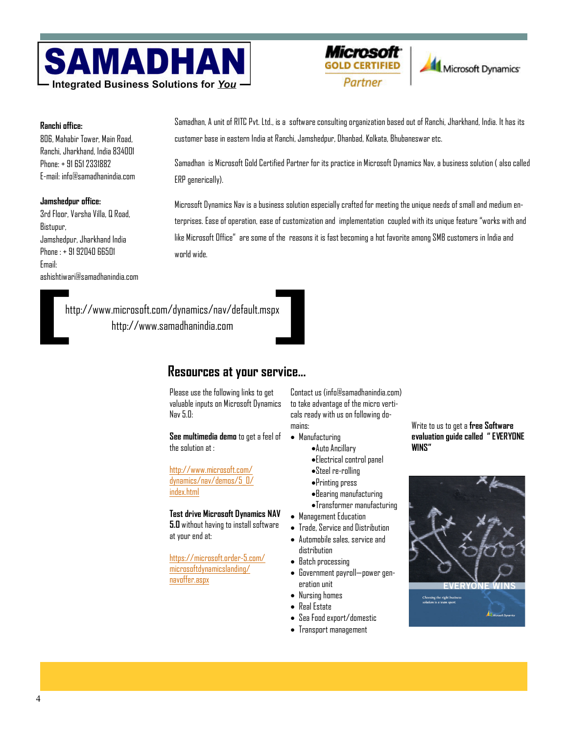# SAMADHAN

Integrated Business Solutions for *You*

Microsoft GOLD CERTIFIED Partner

Microsoft Dynamics

**Ranchi office:**
806, Mahabir Tower, Main Road,
Ranchi, Jharkhand, India 834001
Phone: + 91 651 2331882
E-mail: info@samadhanindia.com

**Jamshedpur office:**
3rd Floor, Varsha Villa, Q Road,
Bistupur,
Jamshedpur, Jharkhand India
Phone : + 91 92040 66501
Email:
ashishtiwari@samadhanindia.com

Samadhan, A unit of RITC Pvt. Ltd., is a software consulting organization based out of Ranchi, Jharkhand, India. It has its customer base in eastern India at Ranchi, Jamshedpur, Dhanbad, Kolkata, Bhubaneswar etc.

Samadhan is Microsoft Gold Certified Partner for its practice in Microsoft Dynamics Nav, a business solution ( also called ERP generically).

Microsoft Dynamics Nav is a business solution especially crafted for meeting the unique needs of small and medium enterprises. Ease of operation, ease of customization and implementation coupled with its unique feature "works with and like Microsoft Office" are some of the reasons it is fast becoming a hot favorite among SMB customers in India and world wide.

http://www.microsoft.com/dynamics/nav/default.mspx
http://www.samadhanindia.com

## Resources at your service...

Please use the following links to get valuable inputs on Microsoft Dynamics Nav 5.0:

**See multimedia demo** to get a feel of the solution at :

http://www.microsoft.com/dynamics/nav/demos/5_0/index.html

**Test drive Microsoft Dynamics NAV 5.0** without having to install software at your end at:

https://microsoft.order-5.com/microsoftdynamicslanding/navoffer.aspx

Contact us (info@samadhanindia.com) to take advantage of the micro verticals ready with us on following domains:

- Manufacturing
  - Auto Ancillary
  - Electrical control panel
  - Steel re-rolling
  - Printing press
  - Bearing manufacturing
  - Transformer manufacturing
- Management Education
- Trade, Service and Distribution
- Automobile sales, service and distribution
- Batch processing
- Government payroll—power generation unit
- Nursing homes
- Real Estate
- Sea Food export/domestic
- Transport management

Write to us to get a **free Software evaluation guide called " EVERYONE WINS"**

EVERYONE WINS

Choosing the right business solution is a team sport.

Microsoft Dynamics